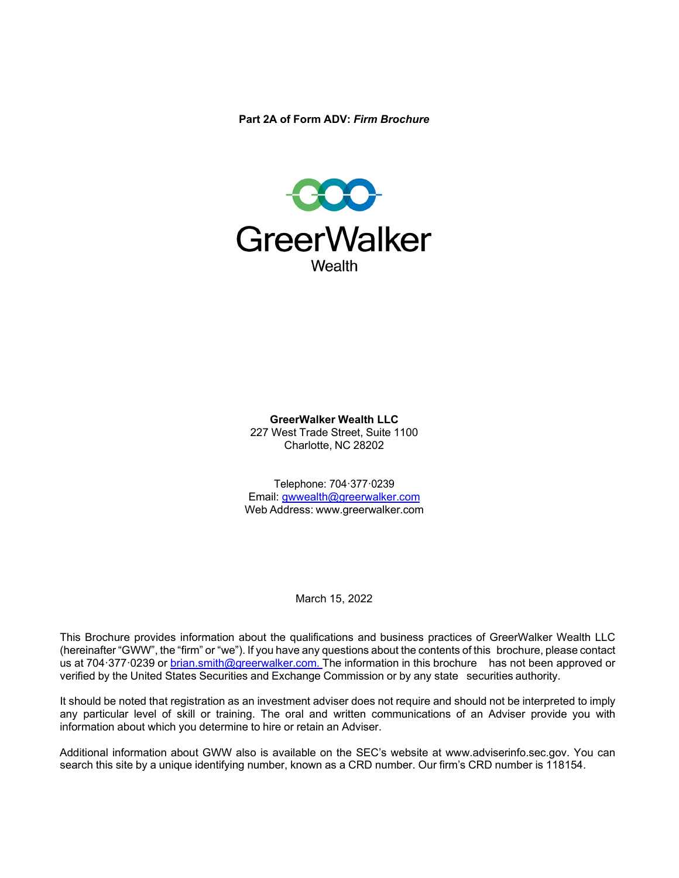**Part 2A of Form ADV: *Firm Brochure***

GreerWalker

Wealth

**GreerWalker Wealth LLC**
227 West Trade Street, Suite 1100
Charlotte, NC 28202

Telephone: 704·377·0239
Email: gwwealth@greerwalker.com
Web Address: www.greerwalker.com

March 15, 2022

This Brochure provides information about the qualifications and business practices of GreerWalker Wealth LLC (hereinafter "GWW", the "firm" or "we"). If you have any questions about the contents of this brochure, please contact us at 704·377·0239 or brian.smith@greerwalker.com. The information in this brochure has not been approved or verified by the United States Securities and Exchange Commission or by any state securities authority.

It should be noted that registration as an investment adviser does not require and should not be interpreted to imply any particular level of skill or training. The oral and written communications of an Adviser provide you with information about which you determine to hire or retain an Adviser.

Additional information about GWW also is available on the SEC's website at www.adviserinfo.sec.gov. You can search this site by a unique identifying number, known as a CRD number. Our firm's CRD number is 118154.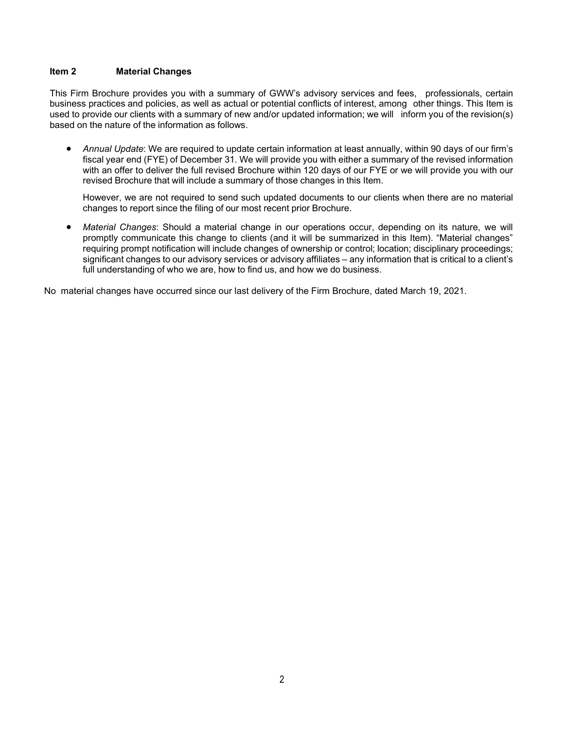## Item 2 Material Changes

This Firm Brochure provides you with a summary of GWW's advisory services and fees, professionals, certain business practices and policies, as well as actual or potential conflicts of interest, among other things. This Item is used to provide our clients with a summary of new and/or updated information; we will inform you of the revision(s) based on the nature of the information as follows.

- *Annual Update*: We are required to update certain information at least annually, within 90 days of our firm's fiscal year end (FYE) of December 31. We will provide you with either a summary of the revised information with an offer to deliver the full revised Brochure within 120 days of our FYE or we will provide you with our revised Brochure that will include a summary of those changes in this Item.

  However, we are not required to send such updated documents to our clients when there are no material changes to report since the filing of our most recent prior Brochure.

- *Material Changes*: Should a material change in our operations occur, depending on its nature, we will promptly communicate this change to clients (and it will be summarized in this Item). "Material changes" requiring prompt notification will include changes of ownership or control; location; disciplinary proceedings; significant changes to our advisory services or advisory affiliates – any information that is critical to a client's full understanding of who we are, how to find us, and how we do business.

No material changes have occurred since our last delivery of the Firm Brochure, dated March 19, 2021.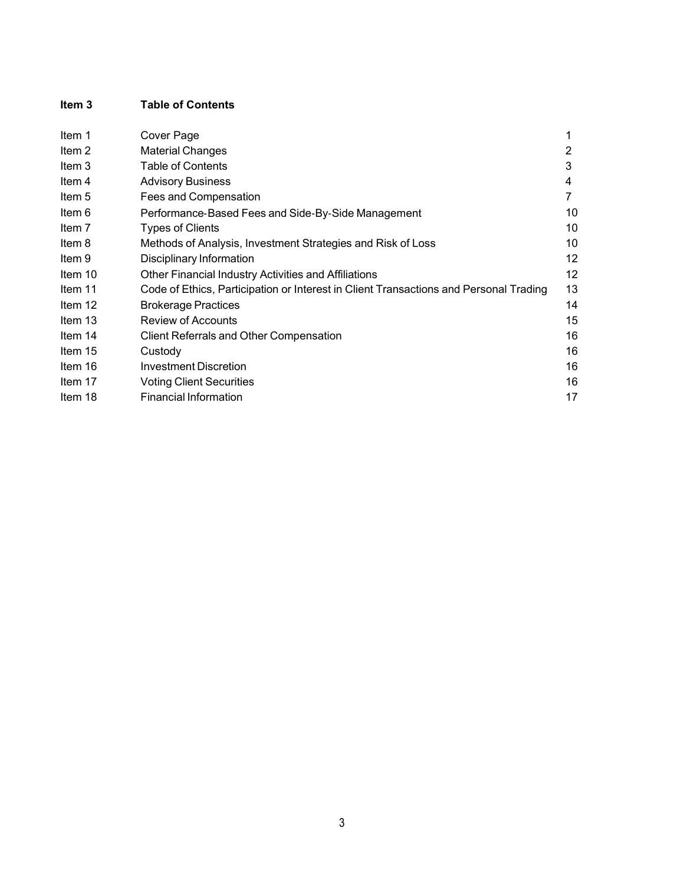## Item 3 Table of Contents

| | | |
|---|---|---|
| Item 1 | Cover Page | 1 |
| Item 2 | Material Changes | 2 |
| Item 3 | Table of Contents | 3 |
| Item 4 | Advisory Business | 4 |
| Item 5 | Fees and Compensation | 7 |
| Item 6 | Performance-Based Fees and Side-By-Side Management | 10 |
| Item 7 | Types of Clients | 10 |
| Item 8 | Methods of Analysis, Investment Strategies and Risk of Loss | 10 |
| Item 9 | Disciplinary Information | 12 |
| Item 10 | Other Financial Industry Activities and Affiliations | 12 |
| Item 11 | Code of Ethics, Participation or Interest in Client Transactions and Personal Trading | 13 |
| Item 12 | Brokerage Practices | 14 |
| Item 13 | Review of Accounts | 15 |
| Item 14 | Client Referrals and Other Compensation | 16 |
| Item 15 | Custody | 16 |
| Item 16 | Investment Discretion | 16 |
| Item 17 | Voting Client Securities | 16 |
| Item 18 | Financial Information | 17 |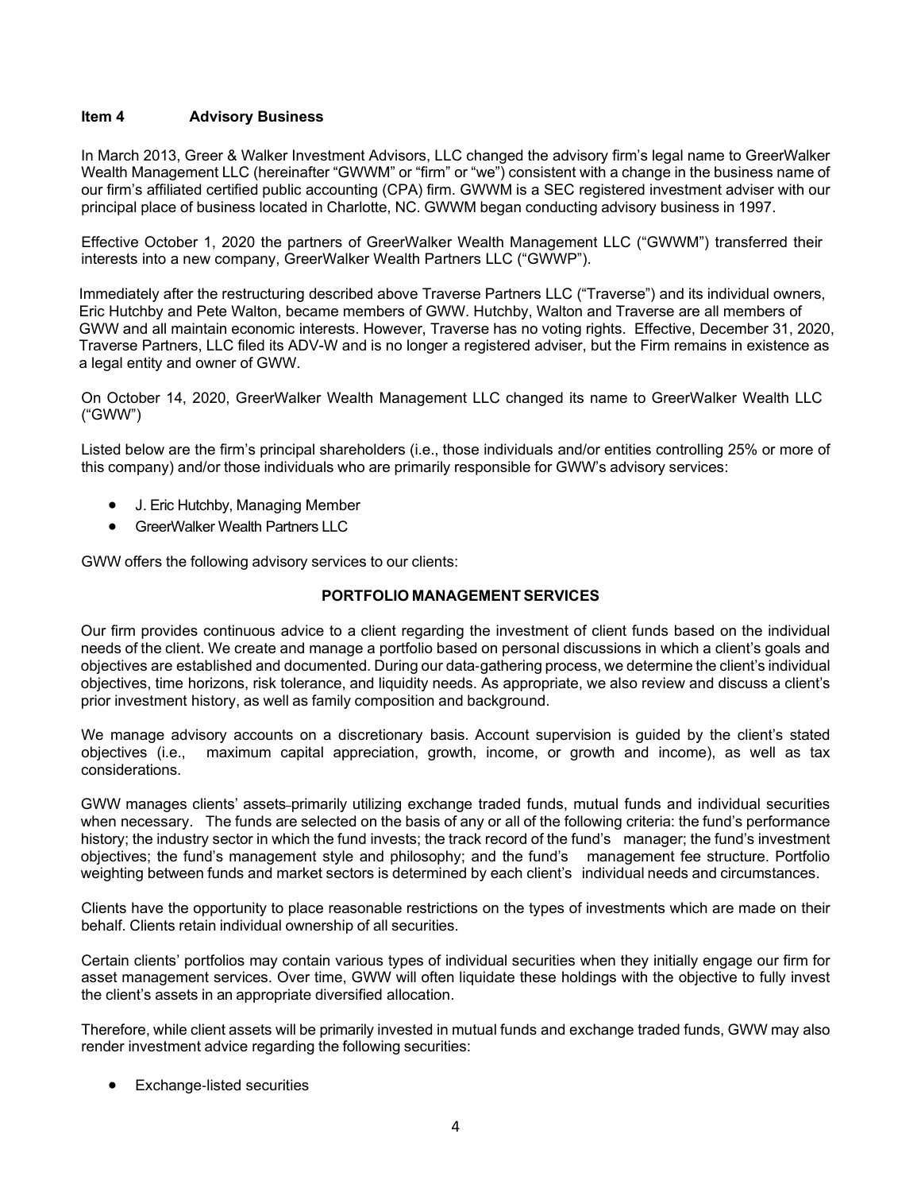## Item 4 Advisory Business

In March 2013, Greer & Walker Investment Advisors, LLC changed the advisory firm's legal name to GreerWalker Wealth Management LLC (hereinafter "GWWM" or "firm" or "we") consistent with a change in the business name of our firm's affiliated certified public accounting (CPA) firm. GWWM is a SEC registered investment adviser with our principal place of business located in Charlotte, NC. GWWM began conducting advisory business in 1997.

Effective October 1, 2020 the partners of GreerWalker Wealth Management LLC ("GWWM") transferred their interests into a new company, GreerWalker Wealth Partners LLC ("GWWP").

Immediately after the restructuring described above Traverse Partners LLC ("Traverse") and its individual owners, Eric Hutchby and Pete Walton, became members of GWW. Hutchby, Walton and Traverse are all members of GWW and all maintain economic interests. However, Traverse has no voting rights. Effective, December 31, 2020, Traverse Partners, LLC filed its ADV-W and is no longer a registered adviser, but the Firm remains in existence as a legal entity and owner of GWW.

On October 14, 2020, GreerWalker Wealth Management LLC changed its name to GreerWalker Wealth LLC ("GWW")

Listed below are the firm's principal shareholders (i.e., those individuals and/or entities controlling 25% or more of this company) and/or those individuals who are primarily responsible for GWW's advisory services:

- J. Eric Hutchby, Managing Member
- GreerWalker Wealth Partners LLC

GWW offers the following advisory services to our clients:

### PORTFOLIO MANAGEMENT SERVICES

Our firm provides continuous advice to a client regarding the investment of client funds based on the individual needs of the client. We create and manage a portfolio based on personal discussions in which a client's goals and objectives are established and documented. During our data-gathering process, we determine the client's individual objectives, time horizons, risk tolerance, and liquidity needs. As appropriate, we also review and discuss a client's prior investment history, as well as family composition and background.

We manage advisory accounts on a discretionary basis. Account supervision is guided by the client's stated objectives (i.e., maximum capital appreciation, growth, income, or growth and income), as well as tax considerations.

GWW manages clients' assets primarily utilizing exchange traded funds, mutual funds and individual securities when necessary. The funds are selected on the basis of any or all of the following criteria: the fund's performance history; the industry sector in which the fund invests; the track record of the fund's manager; the fund's investment objectives; the fund's management style and philosophy; and the fund's management fee structure. Portfolio weighting between funds and market sectors is determined by each client's individual needs and circumstances.

Clients have the opportunity to place reasonable restrictions on the types of investments which are made on their behalf. Clients retain individual ownership of all securities.

Certain clients' portfolios may contain various types of individual securities when they initially engage our firm for asset management services. Over time, GWW will often liquidate these holdings with the objective to fully invest the client's assets in an appropriate diversified allocation.

Therefore, while client assets will be primarily invested in mutual funds and exchange traded funds, GWW may also render investment advice regarding the following securities:

- Exchange-listed securities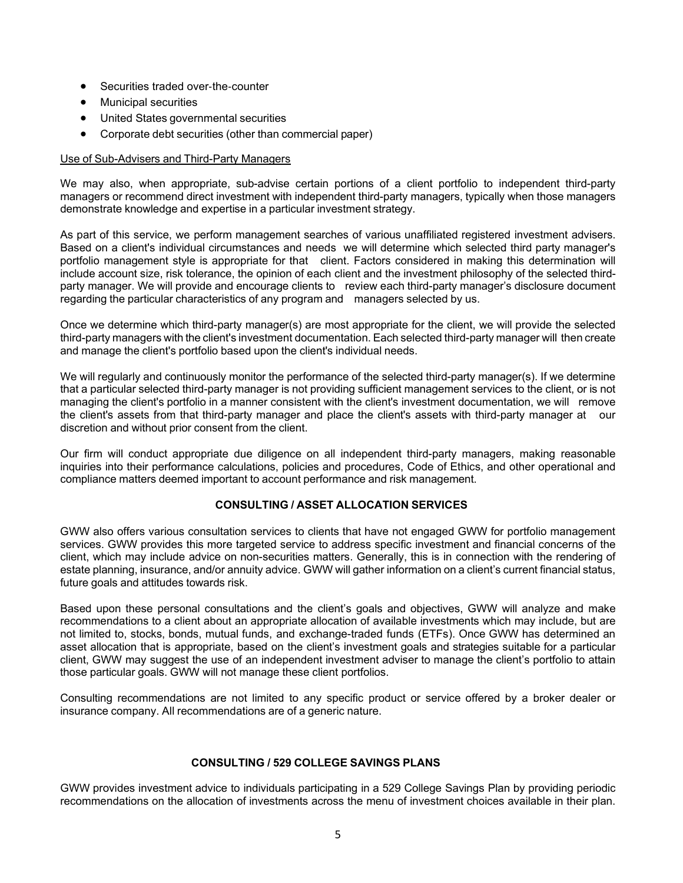- Securities traded over-the-counter
- Municipal securities
- United States governmental securities
- Corporate debt securities (other than commercial paper)

Use of Sub-Advisers and Third-Party Managers

We may also, when appropriate, sub-advise certain portions of a client portfolio to independent third-party managers or recommend direct investment with independent third-party managers, typically when those managers demonstrate knowledge and expertise in a particular investment strategy.

As part of this service, we perform management searches of various unaffiliated registered investment advisers. Based on a client's individual circumstances and needs we will determine which selected third party manager's portfolio management style is appropriate for that client. Factors considered in making this determination will include account size, risk tolerance, the opinion of each client and the investment philosophy of the selected third-party manager. We will provide and encourage clients to review each third-party manager's disclosure document regarding the particular characteristics of any program and managers selected by us.

Once we determine which third-party manager(s) are most appropriate for the client, we will provide the selected third-party managers with the client's investment documentation. Each selected third-party manager will then create and manage the client's portfolio based upon the client's individual needs.

We will regularly and continuously monitor the performance of the selected third-party manager(s). If we determine that a particular selected third-party manager is not providing sufficient management services to the client, or is not managing the client's portfolio in a manner consistent with the client's investment documentation, we will remove the client's assets from that third-party manager and place the client's assets with third-party manager at our discretion and without prior consent from the client.

Our firm will conduct appropriate due diligence on all independent third-party managers, making reasonable inquiries into their performance calculations, policies and procedures, Code of Ethics, and other operational and compliance matters deemed important to account performance and risk management.

## CONSULTING / ASSET ALLOCATION SERVICES

GWW also offers various consultation services to clients that have not engaged GWW for portfolio management services. GWW provides this more targeted service to address specific investment and financial concerns of the client, which may include advice on non-securities matters. Generally, this is in connection with the rendering of estate planning, insurance, and/or annuity advice. GWW will gather information on a client's current financial status, future goals and attitudes towards risk.

Based upon these personal consultations and the client's goals and objectives, GWW will analyze and make recommendations to a client about an appropriate allocation of available investments which may include, but are not limited to, stocks, bonds, mutual funds, and exchange-traded funds (ETFs). Once GWW has determined an asset allocation that is appropriate, based on the client's investment goals and strategies suitable for a particular client, GWW may suggest the use of an independent investment adviser to manage the client's portfolio to attain those particular goals. GWW will not manage these client portfolios.

Consulting recommendations are not limited to any specific product or service offered by a broker dealer or insurance company. All recommendations are of a generic nature.

## CONSULTING / 529 COLLEGE SAVINGS PLANS

GWW provides investment advice to individuals participating in a 529 College Savings Plan by providing periodic recommendations on the allocation of investments across the menu of investment choices available in their plan.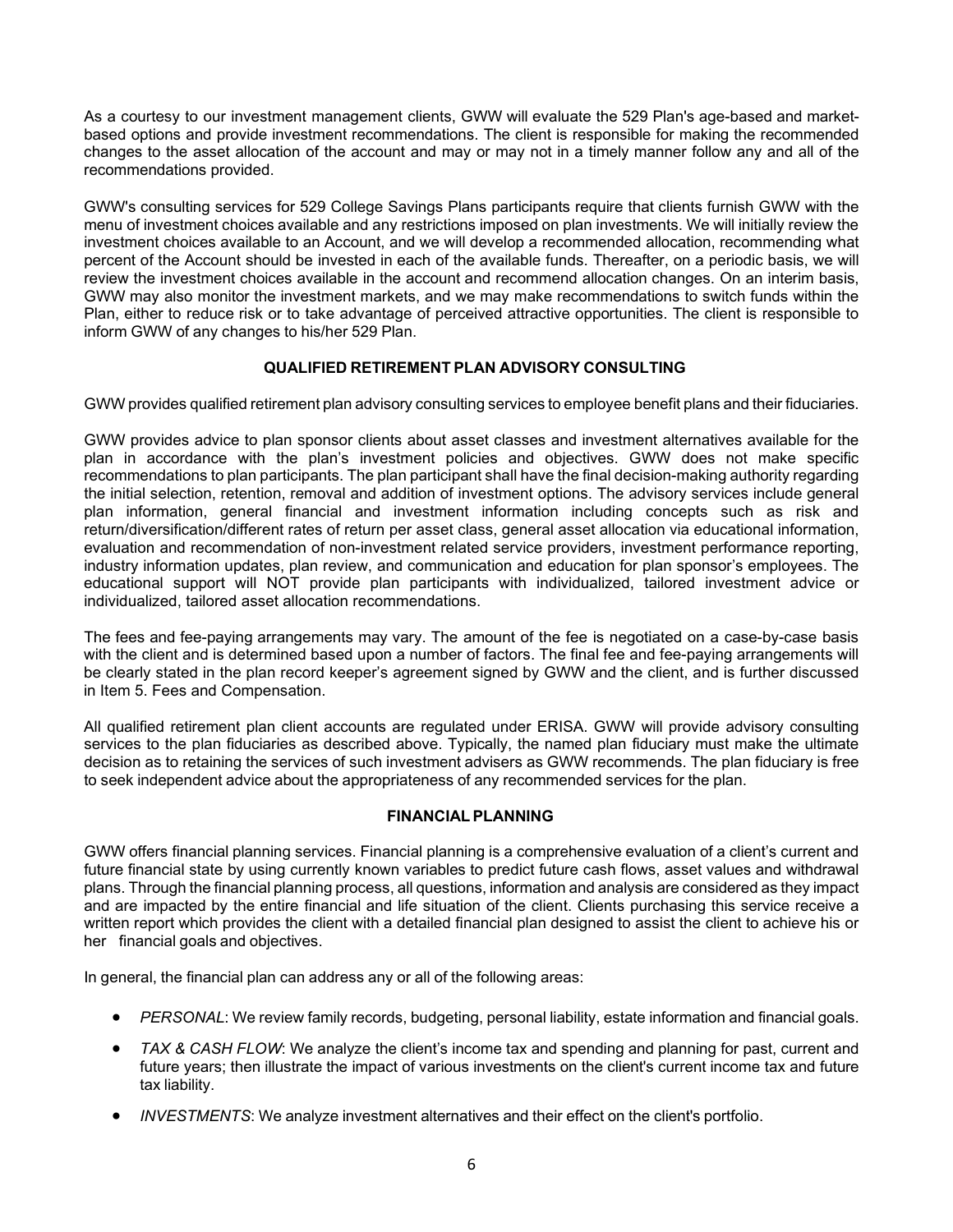As a courtesy to our investment management clients, GWW will evaluate the 529 Plan's age-based and market-based options and provide investment recommendations. The client is responsible for making the recommended changes to the asset allocation of the account and may or may not in a timely manner follow any and all of the recommendations provided.

GWW's consulting services for 529 College Savings Plans participants require that clients furnish GWW with the menu of investment choices available and any restrictions imposed on plan investments. We will initially review the investment choices available to an Account, and we will develop a recommended allocation, recommending what percent of the Account should be invested in each of the available funds. Thereafter, on a periodic basis, we will review the investment choices available in the account and recommend allocation changes. On an interim basis, GWW may also monitor the investment markets, and we may make recommendations to switch funds within the Plan, either to reduce risk or to take advantage of perceived attractive opportunities. The client is responsible to inform GWW of any changes to his/her 529 Plan.

## QUALIFIED RETIREMENT PLAN ADVISORY CONSULTING

GWW provides qualified retirement plan advisory consulting services to employee benefit plans and their fiduciaries.

GWW provides advice to plan sponsor clients about asset classes and investment alternatives available for the plan in accordance with the plan's investment policies and objectives. GWW does not make specific recommendations to plan participants. The plan participant shall have the final decision-making authority regarding the initial selection, retention, removal and addition of investment options. The advisory services include general plan information, general financial and investment information including concepts such as risk and return/diversification/different rates of return per asset class, general asset allocation via educational information, evaluation and recommendation of non-investment related service providers, investment performance reporting, industry information updates, plan review, and communication and education for plan sponsor's employees. The educational support will NOT provide plan participants with individualized, tailored investment advice or individualized, tailored asset allocation recommendations.

The fees and fee-paying arrangements may vary. The amount of the fee is negotiated on a case-by-case basis with the client and is determined based upon a number of factors. The final fee and fee-paying arrangements will be clearly stated in the plan record keeper's agreement signed by GWW and the client, and is further discussed in Item 5. Fees and Compensation.

All qualified retirement plan client accounts are regulated under ERISA. GWW will provide advisory consulting services to the plan fiduciaries as described above. Typically, the named plan fiduciary must make the ultimate decision as to retaining the services of such investment advisers as GWW recommends. The plan fiduciary is free to seek independent advice about the appropriateness of any recommended services for the plan.

## FINANCIAL PLANNING

GWW offers financial planning services. Financial planning is a comprehensive evaluation of a client's current and future financial state by using currently known variables to predict future cash flows, asset values and withdrawal plans. Through the financial planning process, all questions, information and analysis are considered as they impact and are impacted by the entire financial and life situation of the client. Clients purchasing this service receive a written report which provides the client with a detailed financial plan designed to assist the client to achieve his or her financial goals and objectives.

In general, the financial plan can address any or all of the following areas:

- *PERSONAL*: We review family records, budgeting, personal liability, estate information and financial goals.
- *TAX & CASH FLOW*: We analyze the client's income tax and spending and planning for past, current and future years; then illustrate the impact of various investments on the client's current income tax and future tax liability.
- *INVESTMENTS*: We analyze investment alternatives and their effect on the client's portfolio.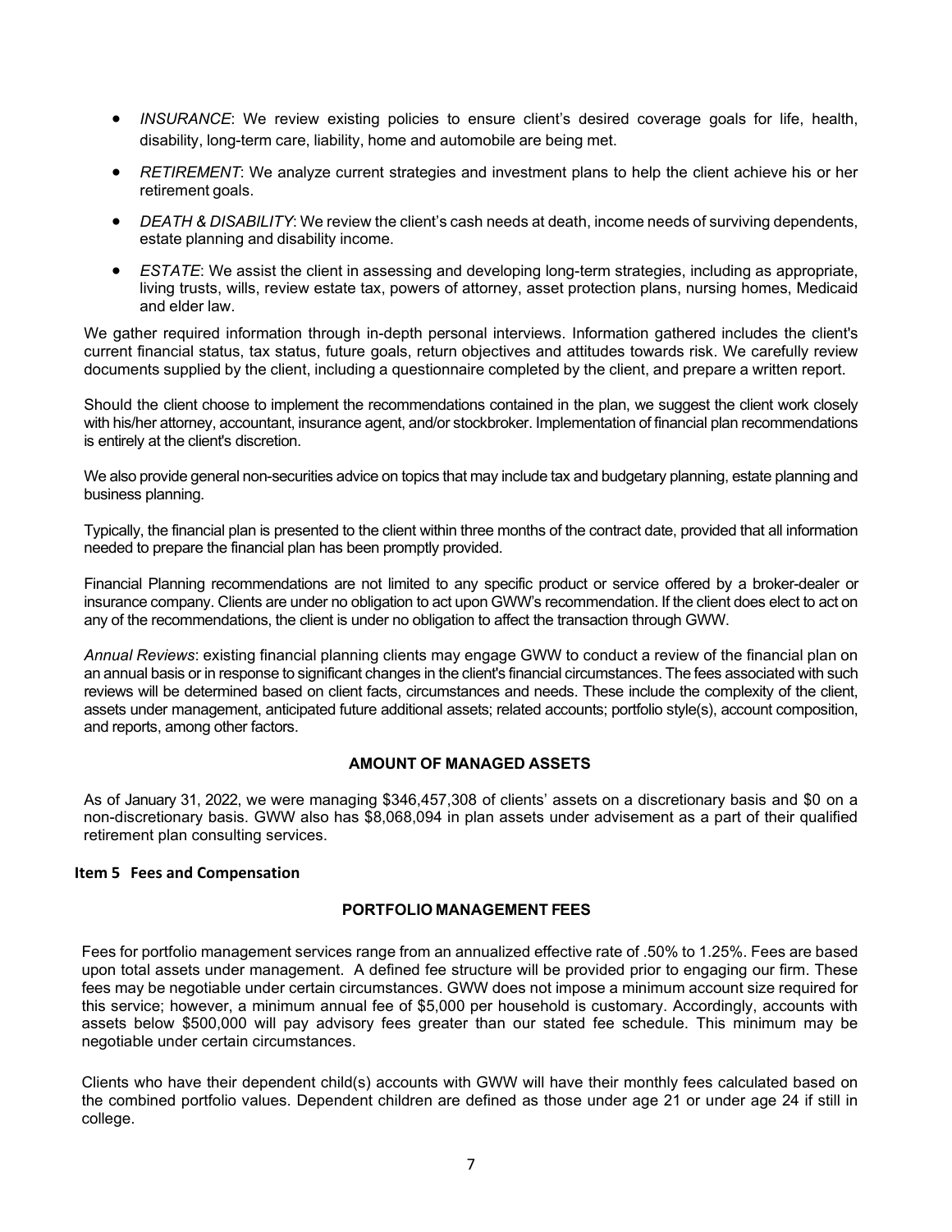- *INSURANCE*: We review existing policies to ensure client's desired coverage goals for life, health, disability, long-term care, liability, home and automobile are being met.
- *RETIREMENT*: We analyze current strategies and investment plans to help the client achieve his or her retirement goals.
- *DEATH & DISABILITY*: We review the client's cash needs at death, income needs of surviving dependents, estate planning and disability income.
- *ESTATE*: We assist the client in assessing and developing long-term strategies, including as appropriate, living trusts, wills, review estate tax, powers of attorney, asset protection plans, nursing homes, Medicaid and elder law.

We gather required information through in-depth personal interviews. Information gathered includes the client's current financial status, tax status, future goals, return objectives and attitudes towards risk. We carefully review documents supplied by the client, including a questionnaire completed by the client, and prepare a written report.

Should the client choose to implement the recommendations contained in the plan, we suggest the client work closely with his/her attorney, accountant, insurance agent, and/or stockbroker. Implementation of financial plan recommendations is entirely at the client's discretion.

We also provide general non-securities advice on topics that may include tax and budgetary planning, estate planning and business planning.

Typically, the financial plan is presented to the client within three months of the contract date, provided that all information needed to prepare the financial plan has been promptly provided.

Financial Planning recommendations are not limited to any specific product or service offered by a broker-dealer or insurance company. Clients are under no obligation to act upon GWW's recommendation. If the client does elect to act on any of the recommendations, the client is under no obligation to affect the transaction through GWW.

*Annual Reviews*: existing financial planning clients may engage GWW to conduct a review of the financial plan on an annual basis or in response to significant changes in the client's financial circumstances. The fees associated with such reviews will be determined based on client facts, circumstances and needs. These include the complexity of the client, assets under management, anticipated future additional assets; related accounts; portfolio style(s), account composition, and reports, among other factors.

**AMOUNT OF MANAGED ASSETS**

As of January 31, 2022, we were managing $346,457,308 of clients' assets on a discretionary basis and $0 on a non-discretionary basis. GWW also has $8,068,094 in plan assets under advisement as a part of their qualified retirement plan consulting services.

## Item 5 Fees and Compensation

**PORTFOLIO MANAGEMENT FEES**

Fees for portfolio management services range from an annualized effective rate of .50% to 1.25%. Fees are based upon total assets under management. A defined fee structure will be provided prior to engaging our firm. These fees may be negotiable under certain circumstances. GWW does not impose a minimum account size required for this service; however, a minimum annual fee of $5,000 per household is customary. Accordingly, accounts with assets below $500,000 will pay advisory fees greater than our stated fee schedule. This minimum may be negotiable under certain circumstances.

Clients who have their dependent child(s) accounts with GWW will have their monthly fees calculated based on the combined portfolio values. Dependent children are defined as those under age 21 or under age 24 if still in college.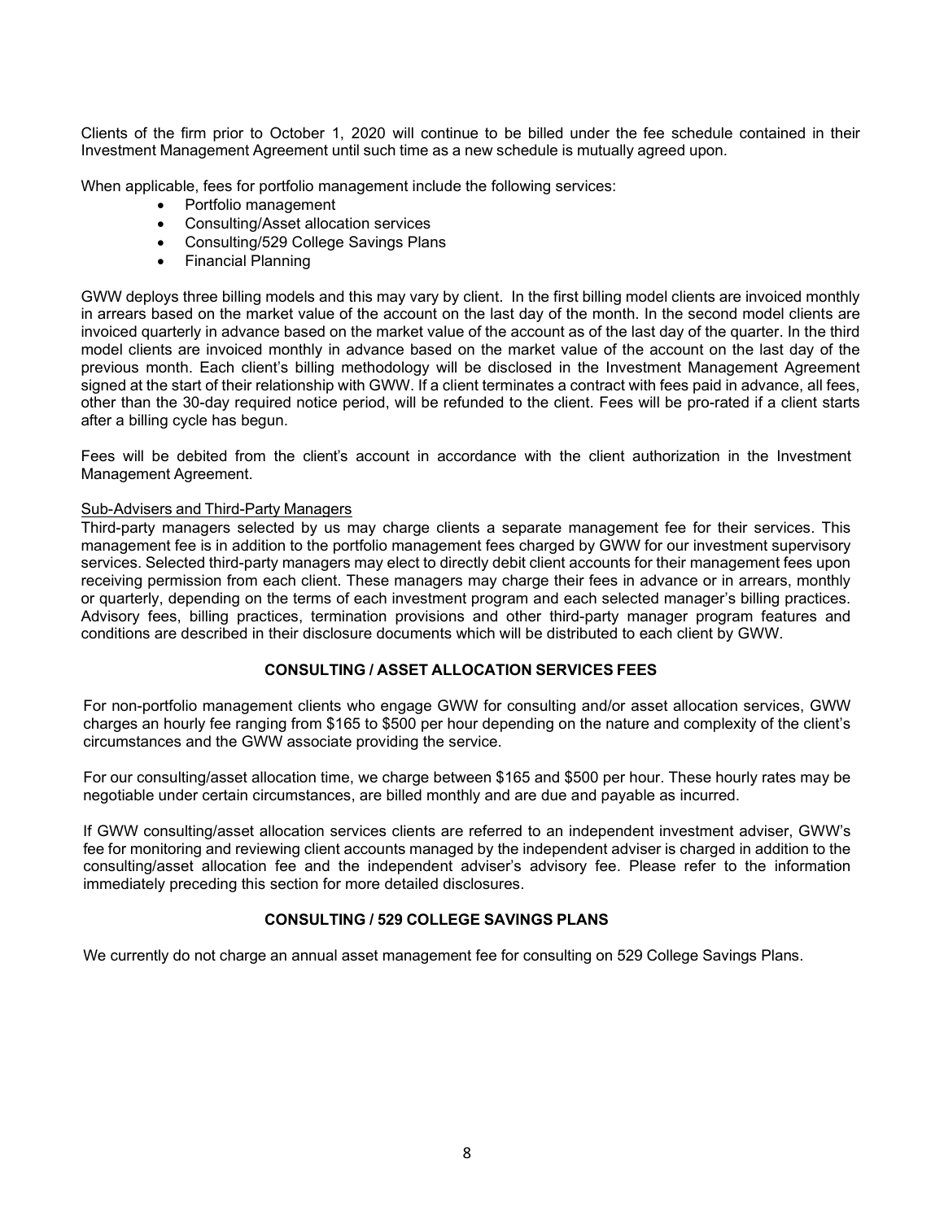Clients of the firm prior to October 1, 2020 will continue to be billed under the fee schedule contained in their Investment Management Agreement until such time as a new schedule is mutually agreed upon.

When applicable, fees for portfolio management include the following services:

- Portfolio management
- Consulting/Asset allocation services
- Consulting/529 College Savings Plans
- Financial Planning

GWW deploys three billing models and this may vary by client. In the first billing model clients are invoiced monthly in arrears based on the market value of the account on the last day of the month. In the second model clients are invoiced quarterly in advance based on the market value of the account as of the last day of the quarter. In the third model clients are invoiced monthly in advance based on the market value of the account on the last day of the previous month. Each client's billing methodology will be disclosed in the Investment Management Agreement signed at the start of their relationship with GWW. If a client terminates a contract with fees paid in advance, all fees, other than the 30-day required notice period, will be refunded to the client. Fees will be pro-rated if a client starts after a billing cycle has begun.

Fees will be debited from the client's account in accordance with the client authorization in the Investment Management Agreement.

Sub-Advisers and Third-Party Managers

Third-party managers selected by us may charge clients a separate management fee for their services. This management fee is in addition to the portfolio management fees charged by GWW for our investment supervisory services. Selected third-party managers may elect to directly debit client accounts for their management fees upon receiving permission from each client. These managers may charge their fees in advance or in arrears, monthly or quarterly, depending on the terms of each investment program and each selected manager's billing practices. Advisory fees, billing practices, termination provisions and other third-party manager program features and conditions are described in their disclosure documents which will be distributed to each client by GWW.

## CONSULTING / ASSET ALLOCATION SERVICES FEES

For non-portfolio management clients who engage GWW for consulting and/or asset allocation services, GWW charges an hourly fee ranging from $165 to $500 per hour depending on the nature and complexity of the client's circumstances and the GWW associate providing the service.

For our consulting/asset allocation time, we charge between $165 and $500 per hour. These hourly rates may be negotiable under certain circumstances, are billed monthly and are due and payable as incurred.

If GWW consulting/asset allocation services clients are referred to an independent investment adviser, GWW's fee for monitoring and reviewing client accounts managed by the independent adviser is charged in addition to the consulting/asset allocation fee and the independent adviser's advisory fee. Please refer to the information immediately preceding this section for more detailed disclosures.

## CONSULTING / 529 COLLEGE SAVINGS PLANS

We currently do not charge an annual asset management fee for consulting on 529 College Savings Plans.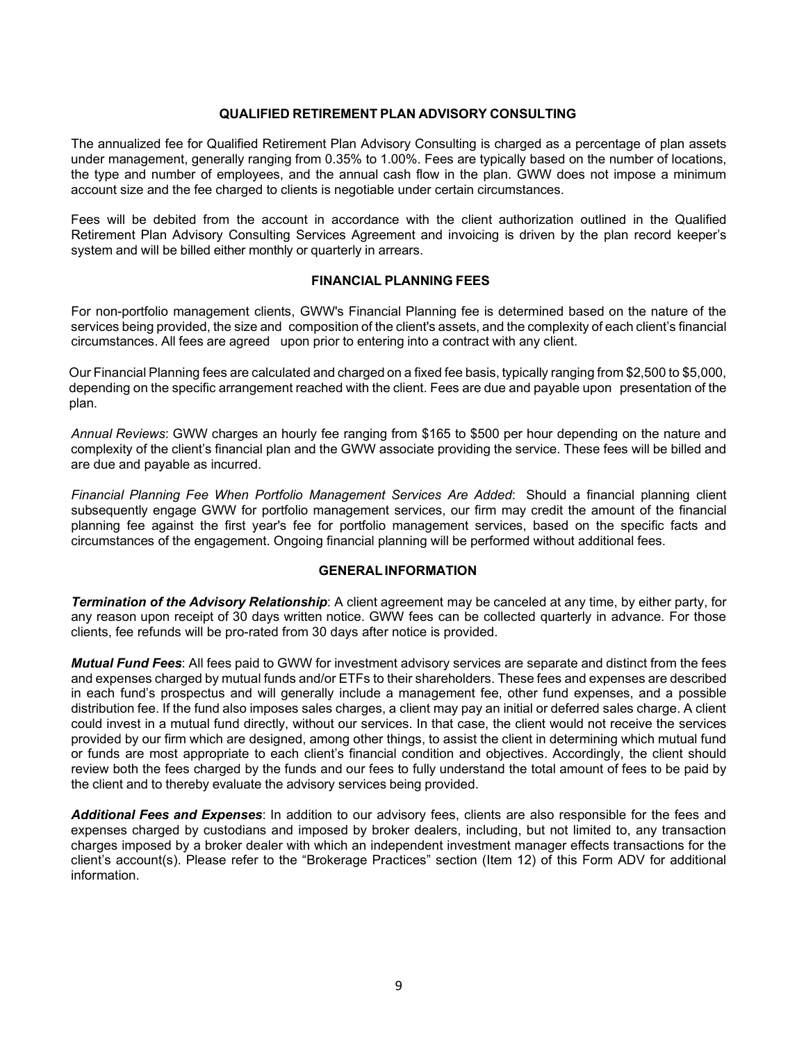### QUALIFIED RETIREMENT PLAN ADVISORY CONSULTING

The annualized fee for Qualified Retirement Plan Advisory Consulting is charged as a percentage of plan assets under management, generally ranging from 0.35% to 1.00%. Fees are typically based on the number of locations, the type and number of employees, and the annual cash flow in the plan. GWW does not impose a minimum account size and the fee charged to clients is negotiable under certain circumstances.

Fees will be debited from the account in accordance with the client authorization outlined in the Qualified Retirement Plan Advisory Consulting Services Agreement and invoicing is driven by the plan record keeper's system and will be billed either monthly or quarterly in arrears.

### FINANCIAL PLANNING FEES

For non-portfolio management clients, GWW's Financial Planning fee is determined based on the nature of the services being provided, the size and composition of the client's assets, and the complexity of each client's financial circumstances. All fees are agreed upon prior to entering into a contract with any client.

Our Financial Planning fees are calculated and charged on a fixed fee basis, typically ranging from $2,500 to $5,000, depending on the specific arrangement reached with the client. Fees are due and payable upon presentation of the plan.

*Annual Reviews*: GWW charges an hourly fee ranging from $165 to $500 per hour depending on the nature and complexity of the client's financial plan and the GWW associate providing the service. These fees will be billed and are due and payable as incurred.

*Financial Planning Fee When Portfolio Management Services Are Added*: Should a financial planning client subsequently engage GWW for portfolio management services, our firm may credit the amount of the financial planning fee against the first year's fee for portfolio management services, based on the specific facts and circumstances of the engagement. Ongoing financial planning will be performed without additional fees.

### GENERAL INFORMATION

***Termination of the Advisory Relationship***: A client agreement may be canceled at any time, by either party, for any reason upon receipt of 30 days written notice. GWW fees can be collected quarterly in advance. For those clients, fee refunds will be pro-rated from 30 days after notice is provided.

***Mutual Fund Fees***: All fees paid to GWW for investment advisory services are separate and distinct from the fees and expenses charged by mutual funds and/or ETFs to their shareholders. These fees and expenses are described in each fund's prospectus and will generally include a management fee, other fund expenses, and a possible distribution fee. If the fund also imposes sales charges, a client may pay an initial or deferred sales charge. A client could invest in a mutual fund directly, without our services. In that case, the client would not receive the services provided by our firm which are designed, among other things, to assist the client in determining which mutual fund or funds are most appropriate to each client's financial condition and objectives. Accordingly, the client should review both the fees charged by the funds and our fees to fully understand the total amount of fees to be paid by the client and to thereby evaluate the advisory services being provided.

***Additional Fees and Expenses***: In addition to our advisory fees, clients are also responsible for the fees and expenses charged by custodians and imposed by broker dealers, including, but not limited to, any transaction charges imposed by a broker dealer with which an independent investment manager effects transactions for the client's account(s). Please refer to the "Brokerage Practices" section (Item 12) of this Form ADV for additional information.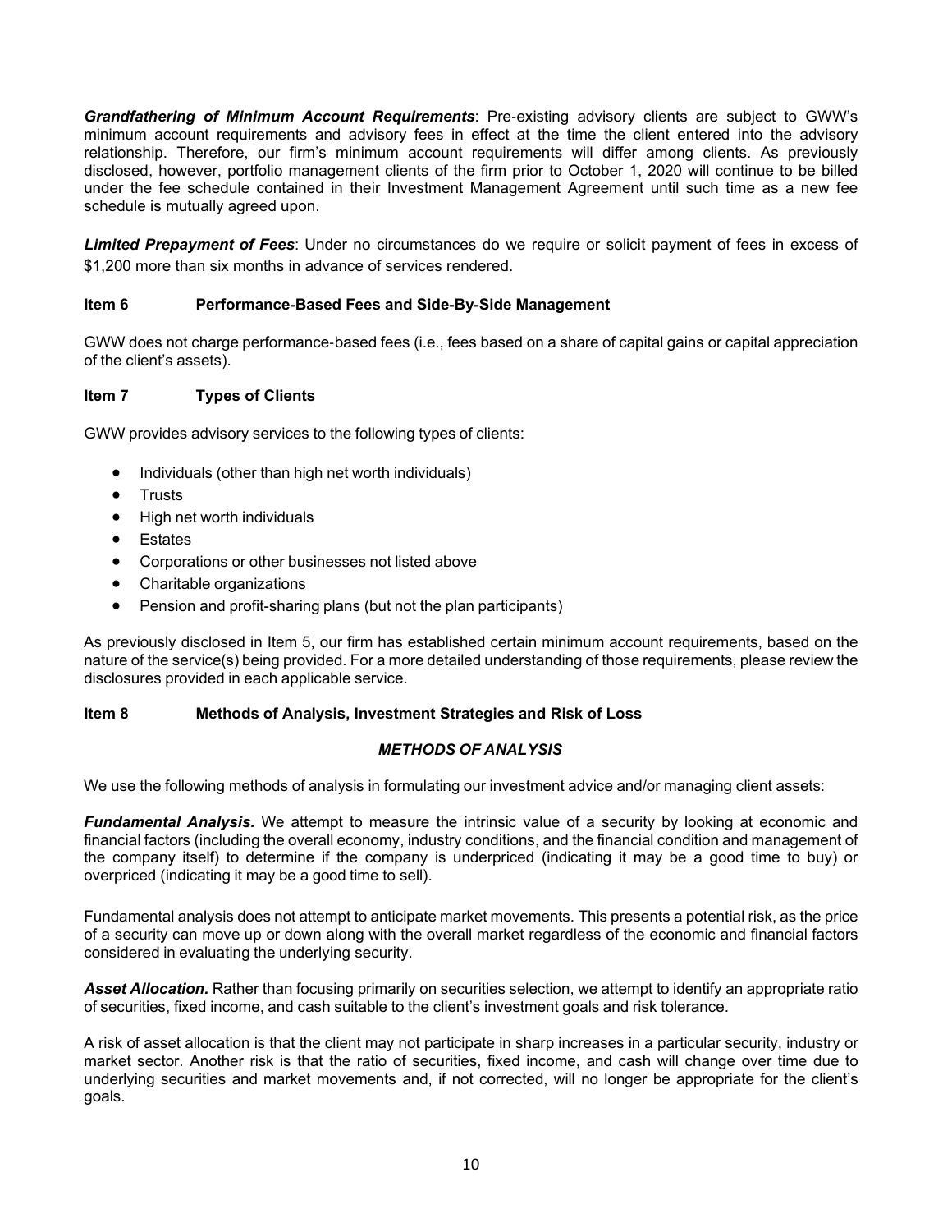***Grandfathering of Minimum Account Requirements***: Pre-existing advisory clients are subject to GWW's minimum account requirements and advisory fees in effect at the time the client entered into the advisory relationship. Therefore, our firm's minimum account requirements will differ among clients. As previously disclosed, however, portfolio management clients of the firm prior to October 1, 2020 will continue to be billed under the fee schedule contained in their Investment Management Agreement until such time as a new fee schedule is mutually agreed upon.

***Limited Prepayment of Fees***: Under no circumstances do we require or solicit payment of fees in excess of $1,200 more than six months in advance of services rendered.

## Item 6 Performance-Based Fees and Side-By-Side Management

GWW does not charge performance-based fees (i.e., fees based on a share of capital gains or capital appreciation of the client's assets).

## Item 7 Types of Clients

GWW provides advisory services to the following types of clients:

- Individuals (other than high net worth individuals)
- Trusts
- High net worth individuals
- Estates
- Corporations or other businesses not listed above
- Charitable organizations
- Pension and profit-sharing plans (but not the plan participants)

As previously disclosed in Item 5, our firm has established certain minimum account requirements, based on the nature of the service(s) being provided. For a more detailed understanding of those requirements, please review the disclosures provided in each applicable service.

## Item 8 Methods of Analysis, Investment Strategies and Risk of Loss

### *METHODS OF ANALYSIS*

We use the following methods of analysis in formulating our investment advice and/or managing client assets:

***Fundamental Analysis.*** We attempt to measure the intrinsic value of a security by looking at economic and financial factors (including the overall economy, industry conditions, and the financial condition and management of the company itself) to determine if the company is underpriced (indicating it may be a good time to buy) or overpriced (indicating it may be a good time to sell).

Fundamental analysis does not attempt to anticipate market movements. This presents a potential risk, as the price of a security can move up or down along with the overall market regardless of the economic and financial factors considered in evaluating the underlying security.

***Asset Allocation.*** Rather than focusing primarily on securities selection, we attempt to identify an appropriate ratio of securities, fixed income, and cash suitable to the client's investment goals and risk tolerance.

A risk of asset allocation is that the client may not participate in sharp increases in a particular security, industry or market sector. Another risk is that the ratio of securities, fixed income, and cash will change over time due to underlying securities and market movements and, if not corrected, will no longer be appropriate for the client's goals.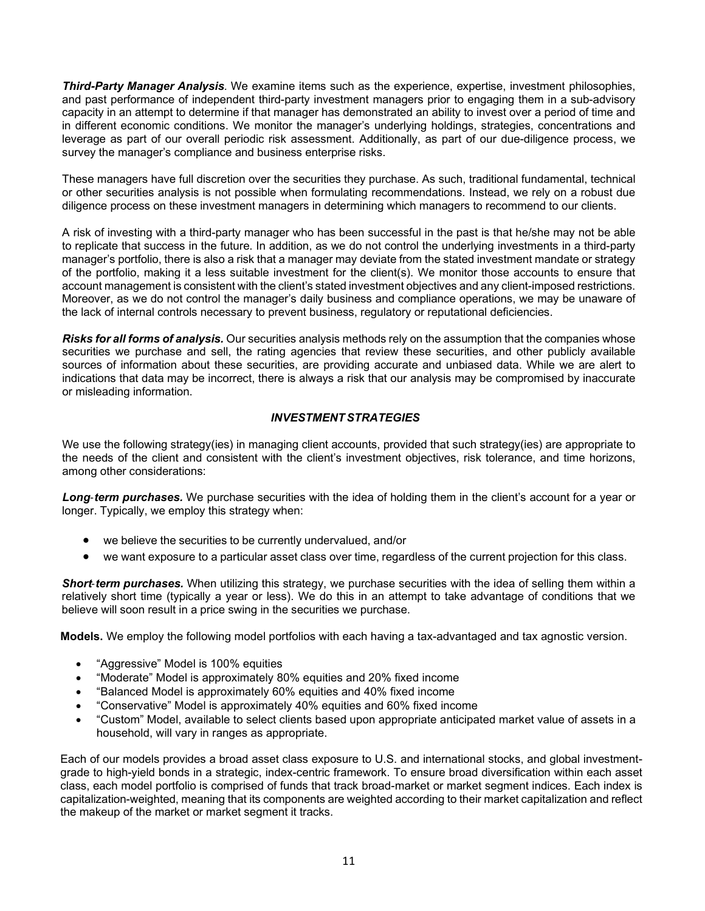***Third-Party Manager Analysis***. We examine items such as the experience, expertise, investment philosophies, and past performance of independent third-party investment managers prior to engaging them in a sub-advisory capacity in an attempt to determine if that manager has demonstrated an ability to invest over a period of time and in different economic conditions. We monitor the manager's underlying holdings, strategies, concentrations and leverage as part of our overall periodic risk assessment. Additionally, as part of our due-diligence process, we survey the manager's compliance and business enterprise risks.

These managers have full discretion over the securities they purchase. As such, traditional fundamental, technical or other securities analysis is not possible when formulating recommendations. Instead, we rely on a robust due diligence process on these investment managers in determining which managers to recommend to our clients.

A risk of investing with a third-party manager who has been successful in the past is that he/she may not be able to replicate that success in the future. In addition, as we do not control the underlying investments in a third-party manager's portfolio, there is also a risk that a manager may deviate from the stated investment mandate or strategy of the portfolio, making it a less suitable investment for the client(s). We monitor those accounts to ensure that account management is consistent with the client's stated investment objectives and any client-imposed restrictions. Moreover, as we do not control the manager's daily business and compliance operations, we may be unaware of the lack of internal controls necessary to prevent business, regulatory or reputational deficiencies.

***Risks for all forms of analysis.*** Our securities analysis methods rely on the assumption that the companies whose securities we purchase and sell, the rating agencies that review these securities, and other publicly available sources of information about these securities, are providing accurate and unbiased data. While we are alert to indications that data may be incorrect, there is always a risk that our analysis may be compromised by inaccurate or misleading information.

### *INVESTMENT STRATEGIES*

We use the following strategy(ies) in managing client accounts, provided that such strategy(ies) are appropriate to the needs of the client and consistent with the client's investment objectives, risk tolerance, and time horizons, among other considerations:

***Long-term purchases.*** We purchase securities with the idea of holding them in the client's account for a year or longer. Typically, we employ this strategy when:

- we believe the securities to be currently undervalued, and/or
- we want exposure to a particular asset class over time, regardless of the current projection for this class.

***Short-term purchases.*** When utilizing this strategy, we purchase securities with the idea of selling them within a relatively short time (typically a year or less). We do this in an attempt to take advantage of conditions that we believe will soon result in a price swing in the securities we purchase.

**Models.** We employ the following model portfolios with each having a tax-advantaged and tax agnostic version.

- "Aggressive" Model is 100% equities
- "Moderate" Model is approximately 80% equities and 20% fixed income
- "Balanced Model is approximately 60% equities and 40% fixed income
- "Conservative" Model is approximately 40% equities and 60% fixed income
- "Custom" Model, available to select clients based upon appropriate anticipated market value of assets in a household, will vary in ranges as appropriate.

Each of our models provides a broad asset class exposure to U.S. and international stocks, and global investment-grade to high-yield bonds in a strategic, index-centric framework. To ensure broad diversification within each asset class, each model portfolio is comprised of funds that track broad-market or market segment indices. Each index is capitalization-weighted, meaning that its components are weighted according to their market capitalization and reflect the makeup of the market or market segment it tracks.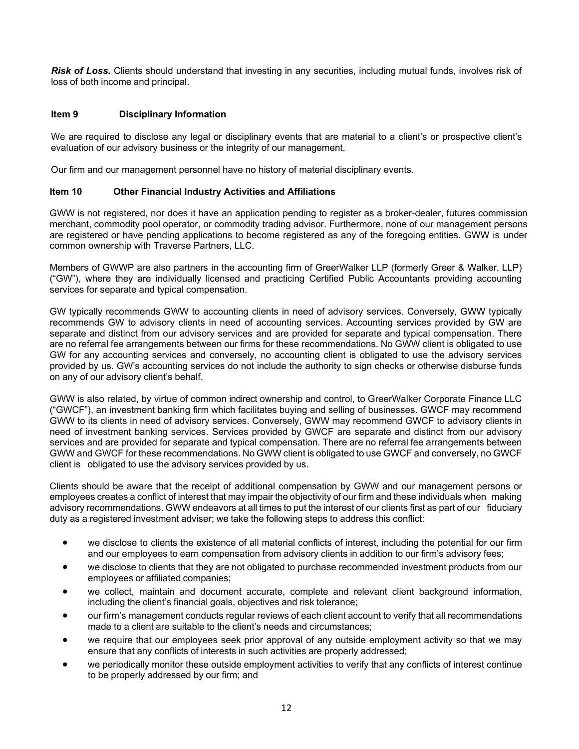***Risk of Loss.*** Clients should understand that investing in any securities, including mutual funds, involves risk of loss of both income and principal.

## Item 9 Disciplinary Information

We are required to disclose any legal or disciplinary events that are material to a client's or prospective client's evaluation of our advisory business or the integrity of our management.

Our firm and our management personnel have no history of material disciplinary events.

## Item 10 Other Financial Industry Activities and Affiliations

GWW is not registered, nor does it have an application pending to register as a broker-dealer, futures commission merchant, commodity pool operator, or commodity trading advisor. Furthermore, none of our management persons are registered or have pending applications to become registered as any of the foregoing entities. GWW is under common ownership with Traverse Partners, LLC.

Members of GWWP are also partners in the accounting firm of GreerWalker LLP (formerly Greer & Walker, LLP) ("GW"), where they are individually licensed and practicing Certified Public Accountants providing accounting services for separate and typical compensation.

GW typically recommends GWW to accounting clients in need of advisory services. Conversely, GWW typically recommends GW to advisory clients in need of accounting services. Accounting services provided by GW are separate and distinct from our advisory services and are provided for separate and typical compensation. There are no referral fee arrangements between our firms for these recommendations. No GWW client is obligated to use GW for any accounting services and conversely, no accounting client is obligated to use the advisory services provided by us. GW's accounting services do not include the authority to sign checks or otherwise disburse funds on any of our advisory client's behalf.

GWW is also related, by virtue of common indirect ownership and control, to GreerWalker Corporate Finance LLC ("GWCF"), an investment banking firm which facilitates buying and selling of businesses. GWCF may recommend GWW to its clients in need of advisory services. Conversely, GWW may recommend GWCF to advisory clients in need of investment banking services. Services provided by GWCF are separate and distinct from our advisory services and are provided for separate and typical compensation. There are no referral fee arrangements between GWW and GWCF for these recommendations. No GWW client is obligated to use GWCF and conversely, no GWCF client is obligated to use the advisory services provided by us.

Clients should be aware that the receipt of additional compensation by GWW and our management persons or employees creates a conflict of interest that may impair the objectivity of our firm and these individuals when making advisory recommendations. GWW endeavors at all times to put the interest of our clients first as part of our fiduciary duty as a registered investment adviser; we take the following steps to address this conflict:

- we disclose to clients the existence of all material conflicts of interest, including the potential for our firm and our employees to earn compensation from advisory clients in addition to our firm's advisory fees;
- we disclose to clients that they are not obligated to purchase recommended investment products from our employees or affiliated companies;
- we collect, maintain and document accurate, complete and relevant client background information, including the client's financial goals, objectives and risk tolerance;
- our firm's management conducts regular reviews of each client account to verify that all recommendations made to a client are suitable to the client's needs and circumstances;
- we require that our employees seek prior approval of any outside employment activity so that we may ensure that any conflicts of interests in such activities are properly addressed;
- we periodically monitor these outside employment activities to verify that any conflicts of interest continue to be properly addressed by our firm; and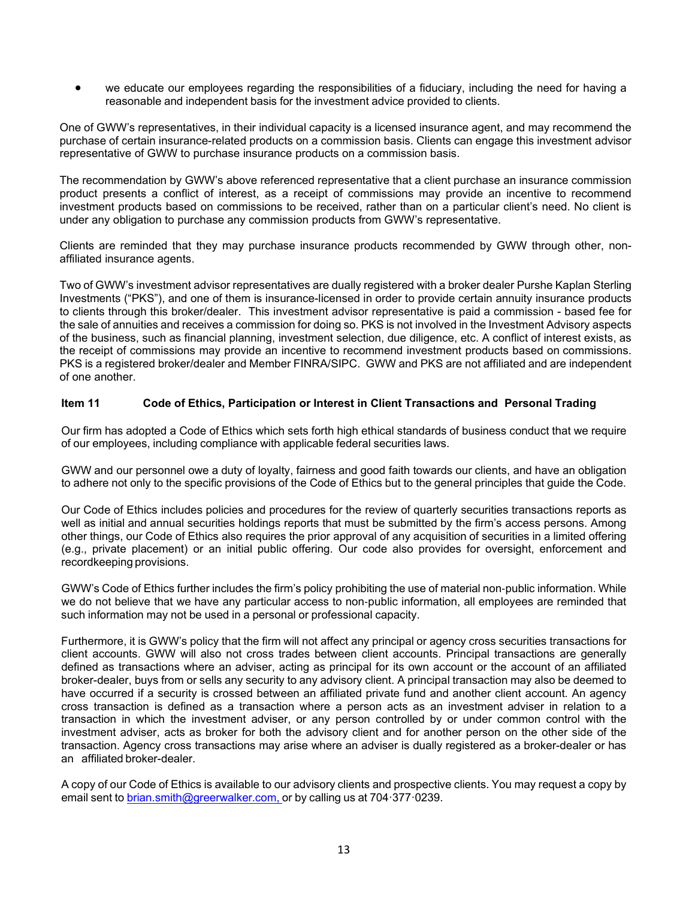- we educate our employees regarding the responsibilities of a fiduciary, including the need for having a reasonable and independent basis for the investment advice provided to clients.

One of GWW's representatives, in their individual capacity is a licensed insurance agent, and may recommend the purchase of certain insurance-related products on a commission basis. Clients can engage this investment advisor representative of GWW to purchase insurance products on a commission basis.

The recommendation by GWW's above referenced representative that a client purchase an insurance commission product presents a conflict of interest, as a receipt of commissions may provide an incentive to recommend investment products based on commissions to be received, rather than on a particular client's need. No client is under any obligation to purchase any commission products from GWW's representative.

Clients are reminded that they may purchase insurance products recommended by GWW through other, non-affiliated insurance agents.

Two of GWW's investment advisor representatives are dually registered with a broker dealer Purshe Kaplan Sterling Investments ("PKS"), and one of them is insurance-licensed in order to provide certain annuity insurance products to clients through this broker/dealer. This investment advisor representative is paid a commission - based fee for the sale of annuities and receives a commission for doing so. PKS is not involved in the Investment Advisory aspects of the business, such as financial planning, investment selection, due diligence, etc. A conflict of interest exists, as the receipt of commissions may provide an incentive to recommend investment products based on commissions. PKS is a registered broker/dealer and Member FINRA/SIPC. GWW and PKS are not affiliated and are independent of one another.

## Item 11 Code of Ethics, Participation or Interest in Client Transactions and Personal Trading

Our firm has adopted a Code of Ethics which sets forth high ethical standards of business conduct that we require of our employees, including compliance with applicable federal securities laws.

GWW and our personnel owe a duty of loyalty, fairness and good faith towards our clients, and have an obligation to adhere not only to the specific provisions of the Code of Ethics but to the general principles that guide the Code.

Our Code of Ethics includes policies and procedures for the review of quarterly securities transactions reports as well as initial and annual securities holdings reports that must be submitted by the firm's access persons. Among other things, our Code of Ethics also requires the prior approval of any acquisition of securities in a limited offering (e.g., private placement) or an initial public offering. Our code also provides for oversight, enforcement and recordkeeping provisions.

GWW's Code of Ethics further includes the firm's policy prohibiting the use of material non-public information. While we do not believe that we have any particular access to non-public information, all employees are reminded that such information may not be used in a personal or professional capacity.

Furthermore, it is GWW's policy that the firm will not affect any principal or agency cross securities transactions for client accounts. GWW will also not cross trades between client accounts. Principal transactions are generally defined as transactions where an adviser, acting as principal for its own account or the account of an affiliated broker-dealer, buys from or sells any security to any advisory client. A principal transaction may also be deemed to have occurred if a security is crossed between an affiliated private fund and another client account. An agency cross transaction is defined as a transaction where a person acts as an investment adviser in relation to a transaction in which the investment adviser, or any person controlled by or under common control with the investment adviser, acts as broker for both the advisory client and for another person on the other side of the transaction. Agency cross transactions may arise where an adviser is dually registered as a broker-dealer or has an affiliated broker-dealer.

A copy of our Code of Ethics is available to our advisory clients and prospective clients. You may request a copy by email sent to brian.smith@greerwalker.com, or by calling us at 704·377·0239.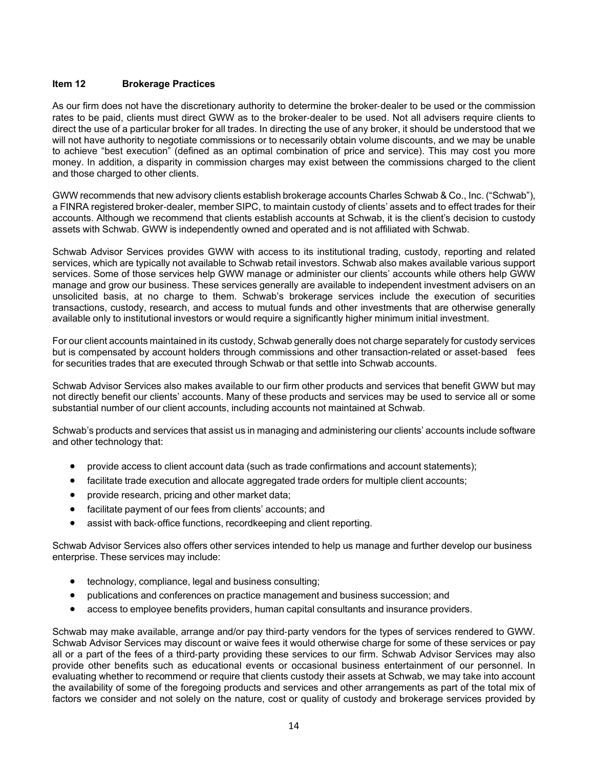## Item 12 Brokerage Practices

As our firm does not have the discretionary authority to determine the broker-dealer to be used or the commission rates to be paid, clients must direct GWW as to the broker-dealer to be used. Not all advisers require clients to direct the use of a particular broker for all trades. In directing the use of any broker, it should be understood that we will not have authority to negotiate commissions or to necessarily obtain volume discounts, and we may be unable to achieve "best execution" (defined as an optimal combination of price and service). This may cost you more money. In addition, a disparity in commission charges may exist between the commissions charged to the client and those charged to other clients.

GWW recommends that new advisory clients establish brokerage accounts Charles Schwab & Co., Inc. ("Schwab"), a FINRA registered broker-dealer, member SIPC, to maintain custody of clients' assets and to effect trades for their accounts. Although we recommend that clients establish accounts at Schwab, it is the client's decision to custody assets with Schwab. GWW is independently owned and operated and is not affiliated with Schwab.

Schwab Advisor Services provides GWW with access to its institutional trading, custody, reporting and related services, which are typically not available to Schwab retail investors. Schwab also makes available various support services. Some of those services help GWW manage or administer our clients' accounts while others help GWW manage and grow our business. These services generally are available to independent investment advisers on an unsolicited basis, at no charge to them. Schwab's brokerage services include the execution of securities transactions, custody, research, and access to mutual funds and other investments that are otherwise generally available only to institutional investors or would require a significantly higher minimum initial investment.

For our client accounts maintained in its custody, Schwab generally does not charge separately for custody services but is compensated by account holders through commissions and other transaction-related or asset-based fees for securities trades that are executed through Schwab or that settle into Schwab accounts.

Schwab Advisor Services also makes available to our firm other products and services that benefit GWW but may not directly benefit our clients' accounts. Many of these products and services may be used to service all or some substantial number of our client accounts, including accounts not maintained at Schwab.

Schwab's products and services that assist us in managing and administering our clients' accounts include software and other technology that:

- provide access to client account data (such as trade confirmations and account statements);
- facilitate trade execution and allocate aggregated trade orders for multiple client accounts;
- provide research, pricing and other market data;
- facilitate payment of our fees from clients' accounts; and
- assist with back-office functions, recordkeeping and client reporting.

Schwab Advisor Services also offers other services intended to help us manage and further develop our business enterprise. These services may include:

- technology, compliance, legal and business consulting;
- publications and conferences on practice management and business succession; and
- access to employee benefits providers, human capital consultants and insurance providers.

Schwab may make available, arrange and/or pay third-party vendors for the types of services rendered to GWW. Schwab Advisor Services may discount or waive fees it would otherwise charge for some of these services or pay all or a part of the fees of a third-party providing these services to our firm. Schwab Advisor Services may also provide other benefits such as educational events or occasional business entertainment of our personnel. In evaluating whether to recommend or require that clients custody their assets at Schwab, we may take into account the availability of some of the foregoing products and services and other arrangements as part of the total mix of factors we consider and not solely on the nature, cost or quality of custody and brokerage services provided by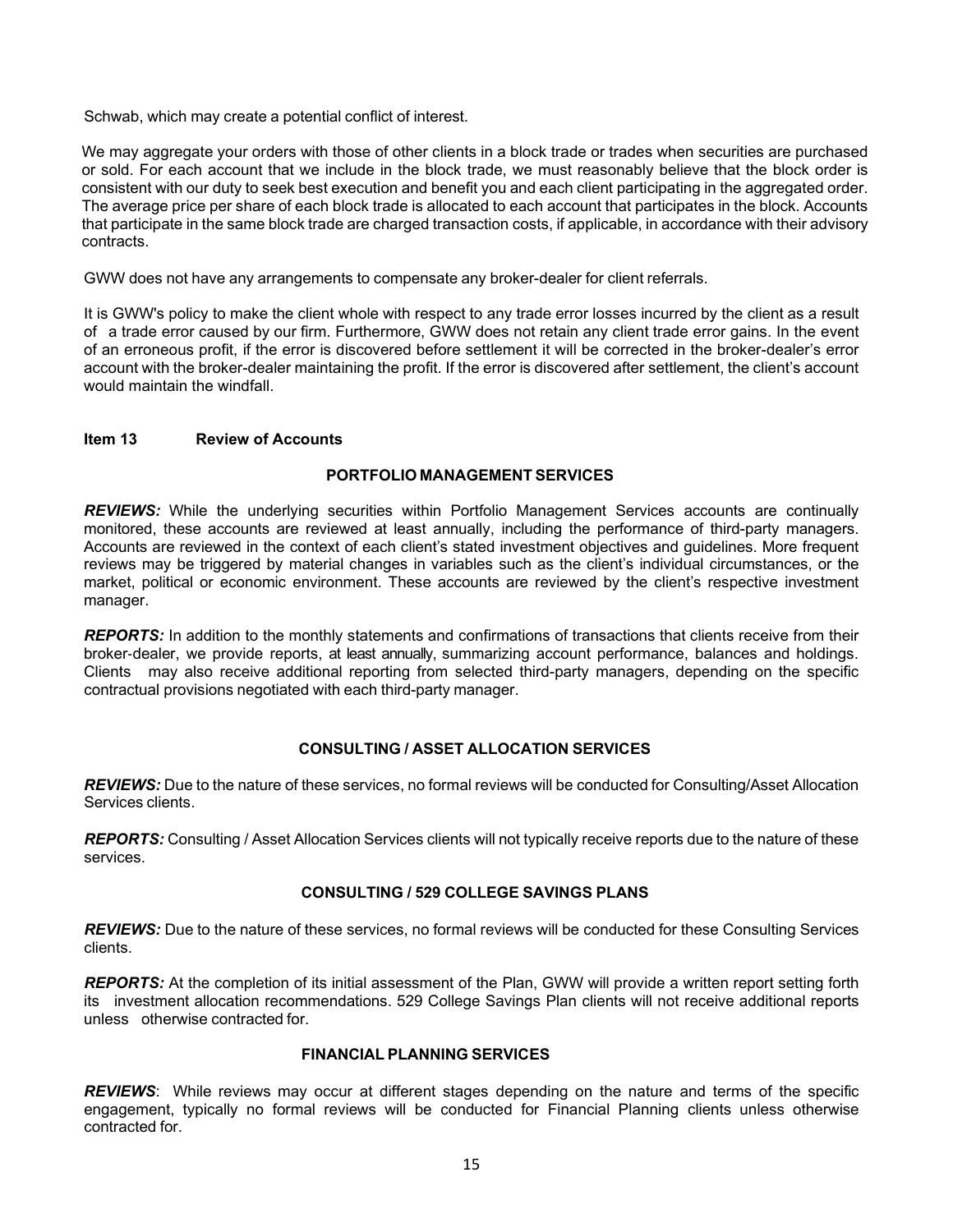Schwab, which may create a potential conflict of interest.

We may aggregate your orders with those of other clients in a block trade or trades when securities are purchased or sold. For each account that we include in the block trade, we must reasonably believe that the block order is consistent with our duty to seek best execution and benefit you and each client participating in the aggregated order. The average price per share of each block trade is allocated to each account that participates in the block. Accounts that participate in the same block trade are charged transaction costs, if applicable, in accordance with their advisory contracts.

GWW does not have any arrangements to compensate any broker-dealer for client referrals.

It is GWW's policy to make the client whole with respect to any trade error losses incurred by the client as a result of a trade error caused by our firm. Furthermore, GWW does not retain any client trade error gains. In the event of an erroneous profit, if the error is discovered before settlement it will be corrected in the broker-dealer's error account with the broker-dealer maintaining the profit. If the error is discovered after settlement, the client's account would maintain the windfall.

## Item 13 Review of Accounts

### PORTFOLIO MANAGEMENT SERVICES

***REVIEWS:*** While the underlying securities within Portfolio Management Services accounts are continually monitored, these accounts are reviewed at least annually, including the performance of third-party managers. Accounts are reviewed in the context of each client's stated investment objectives and guidelines. More frequent reviews may be triggered by material changes in variables such as the client's individual circumstances, or the market, political or economic environment. These accounts are reviewed by the client's respective investment manager.

***REPORTS:*** In addition to the monthly statements and confirmations of transactions that clients receive from their broker-dealer, we provide reports, at least annually, summarizing account performance, balances and holdings. Clients may also receive additional reporting from selected third-party managers, depending on the specific contractual provisions negotiated with each third-party manager.

### CONSULTING / ASSET ALLOCATION SERVICES

***REVIEWS:*** Due to the nature of these services, no formal reviews will be conducted for Consulting/Asset Allocation Services clients.

***REPORTS:*** Consulting / Asset Allocation Services clients will not typically receive reports due to the nature of these services.

### CONSULTING / 529 COLLEGE SAVINGS PLANS

***REVIEWS:*** Due to the nature of these services, no formal reviews will be conducted for these Consulting Services clients.

***REPORTS:*** At the completion of its initial assessment of the Plan, GWW will provide a written report setting forth its investment allocation recommendations. 529 College Savings Plan clients will not receive additional reports unless otherwise contracted for.

### FINANCIAL PLANNING SERVICES

***REVIEWS***: While reviews may occur at different stages depending on the nature and terms of the specific engagement, typically no formal reviews will be conducted for Financial Planning clients unless otherwise contracted for.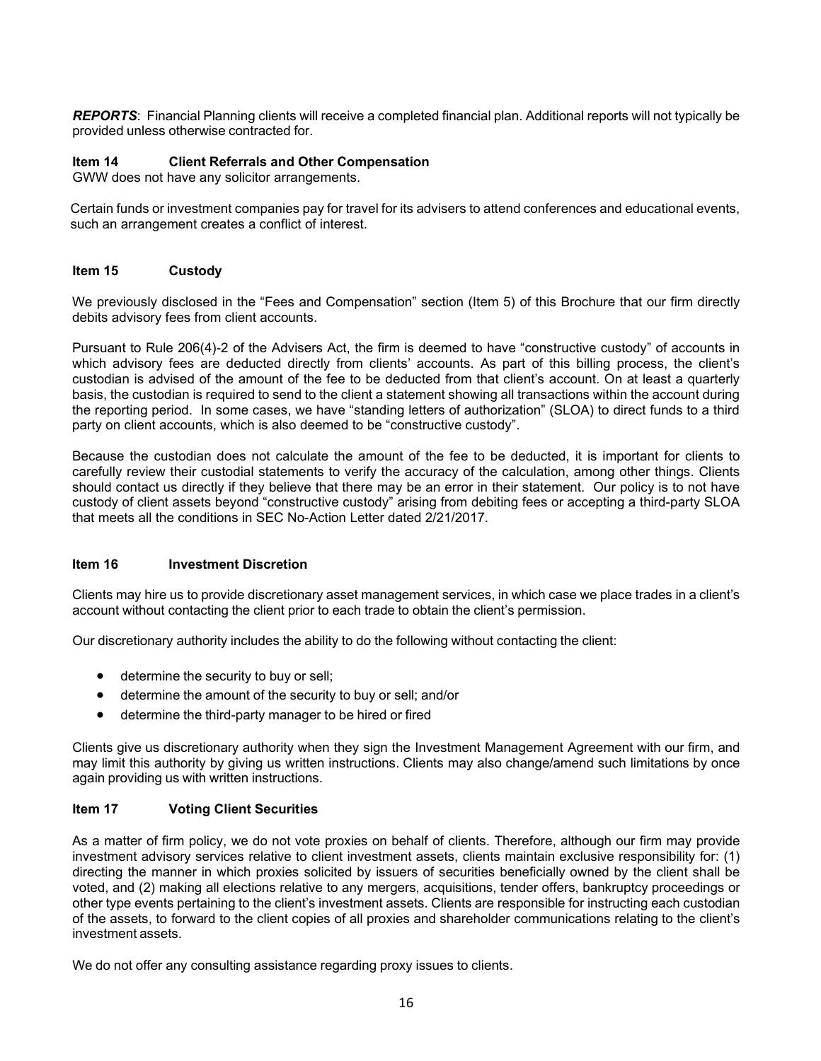***REPORTS***: Financial Planning clients will receive a completed financial plan. Additional reports will not typically be provided unless otherwise contracted for.

## Item 14 Client Referrals and Other Compensation

GWW does not have any solicitor arrangements.

Certain funds or investment companies pay for travel for its advisers to attend conferences and educational events, such an arrangement creates a conflict of interest.

## Item 15 Custody

We previously disclosed in the "Fees and Compensation" section (Item 5) of this Brochure that our firm directly debits advisory fees from client accounts.

Pursuant to Rule 206(4)-2 of the Advisers Act, the firm is deemed to have "constructive custody" of accounts in which advisory fees are deducted directly from clients' accounts. As part of this billing process, the client's custodian is advised of the amount of the fee to be deducted from that client's account. On at least a quarterly basis, the custodian is required to send to the client a statement showing all transactions within the account during the reporting period. In some cases, we have "standing letters of authorization" (SLOA) to direct funds to a third party on client accounts, which is also deemed to be "constructive custody".

Because the custodian does not calculate the amount of the fee to be deducted, it is important for clients to carefully review their custodial statements to verify the accuracy of the calculation, among other things. Clients should contact us directly if they believe that there may be an error in their statement. Our policy is to not have custody of client assets beyond "constructive custody" arising from debiting fees or accepting a third-party SLOA that meets all the conditions in SEC No-Action Letter dated 2/21/2017.

## Item 16 Investment Discretion

Clients may hire us to provide discretionary asset management services, in which case we place trades in a client's account without contacting the client prior to each trade to obtain the client's permission.

Our discretionary authority includes the ability to do the following without contacting the client:

- determine the security to buy or sell;
- determine the amount of the security to buy or sell; and/or
- determine the third-party manager to be hired or fired

Clients give us discretionary authority when they sign the Investment Management Agreement with our firm, and may limit this authority by giving us written instructions. Clients may also change/amend such limitations by once again providing us with written instructions.

## Item 17 Voting Client Securities

As a matter of firm policy, we do not vote proxies on behalf of clients. Therefore, although our firm may provide investment advisory services relative to client investment assets, clients maintain exclusive responsibility for: (1) directing the manner in which proxies solicited by issuers of securities beneficially owned by the client shall be voted, and (2) making all elections relative to any mergers, acquisitions, tender offers, bankruptcy proceedings or other type events pertaining to the client's investment assets. Clients are responsible for instructing each custodian of the assets, to forward to the client copies of all proxies and shareholder communications relating to the client's investment assets.

We do not offer any consulting assistance regarding proxy issues to clients.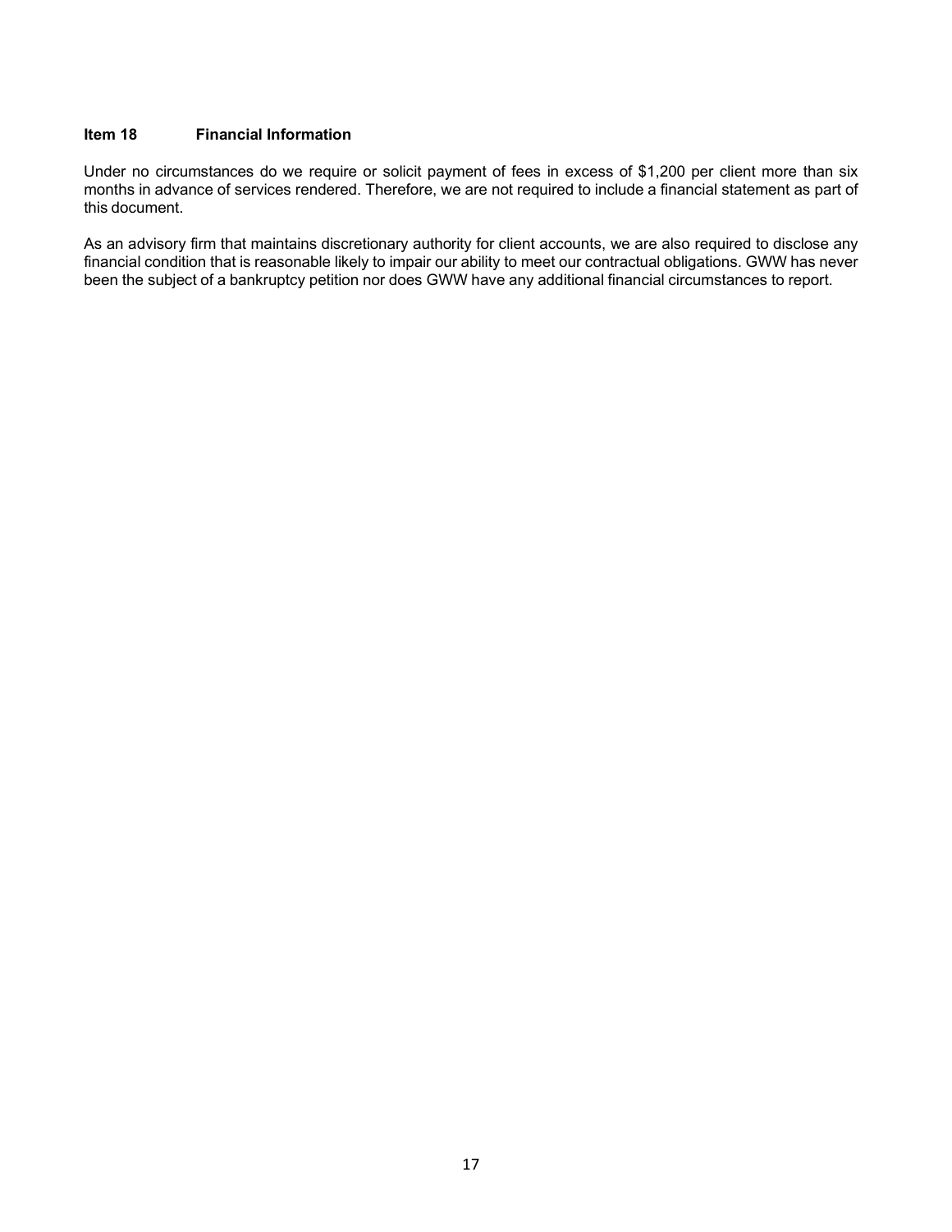## Item 18 Financial Information

Under no circumstances do we require or solicit payment of fees in excess of $1,200 per client more than six months in advance of services rendered. Therefore, we are not required to include a financial statement as part of this document.

As an advisory firm that maintains discretionary authority for client accounts, we are also required to disclose any financial condition that is reasonable likely to impair our ability to meet our contractual obligations. GWW has never been the subject of a bankruptcy petition nor does GWW have any additional financial circumstances to report.